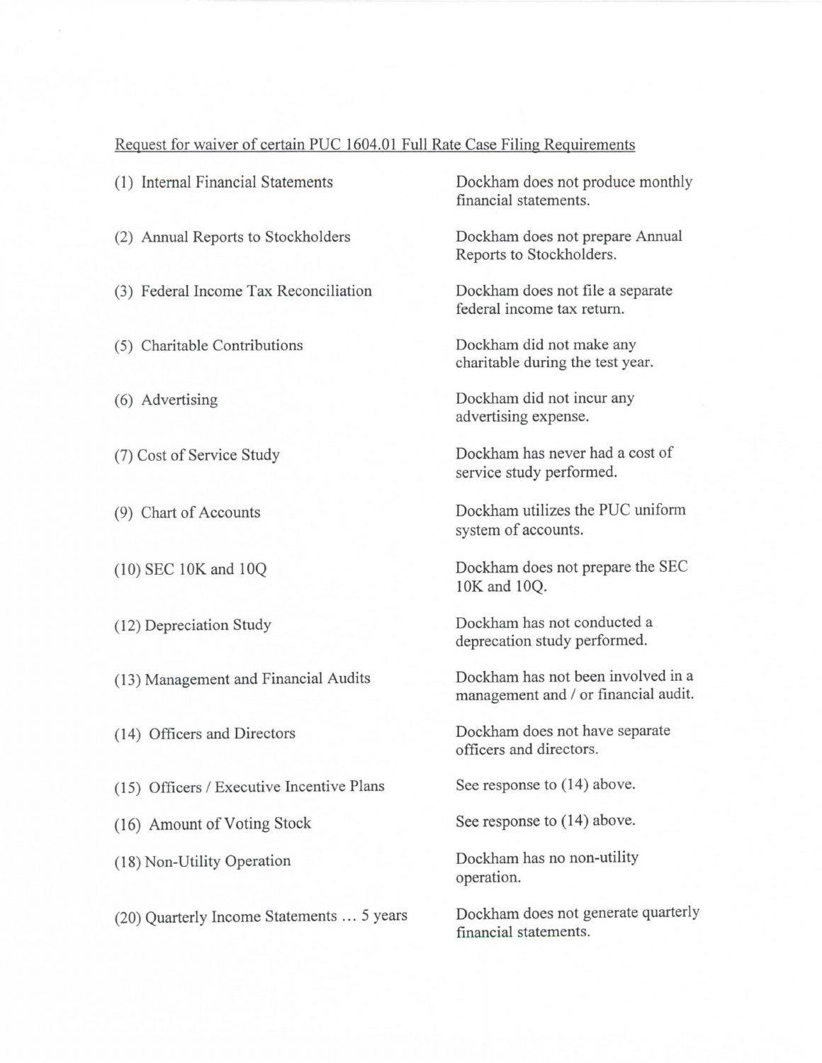Request for waiver of certain PUC 1604.01 Full Rate Case Filing Requirements

| Requirement | Response |
|---|---|
| (1) Internal Financial Statements | Dockham does not produce monthly financial statements. |
| (2) Annual Reports to Stockholders | Dockham does not prepare Annual Reports to Stockholders. |
| (3) Federal Income Tax Reconciliation | Dockham does not file a separate federal income tax return. |
| (5) Charitable Contributions | Dockham did not make any charitable during the test year. |
| (6) Advertising | Dockham did not incur any advertising expense. |
| (7) Cost of Service Study | Dockham has never had a cost of service study performed. |
| (9) Chart of Accounts | Dockham utilizes the PUC uniform system of accounts. |
| (10) SEC 10K and 10Q | Dockham does not prepare the SEC 10K and 10Q. |
| (12) Depreciation Study | Dockham has not conducted a deprecation study performed. |
| (13) Management and Financial Audits | Dockham has not been involved in a management and / or financial audit. |
| (14) Officers and Directors | Dockham does not have separate officers and directors. |
| (15) Officers / Executive Incentive Plans | See response to (14) above. |
| (16) Amount of Voting Stock | See response to (14) above. |
| (18) Non-Utility Operation | Dockham has no non-utility operation. |
| (20) Quarterly Income Statements … 5 years | Dockham does not generate quarterly financial statements. |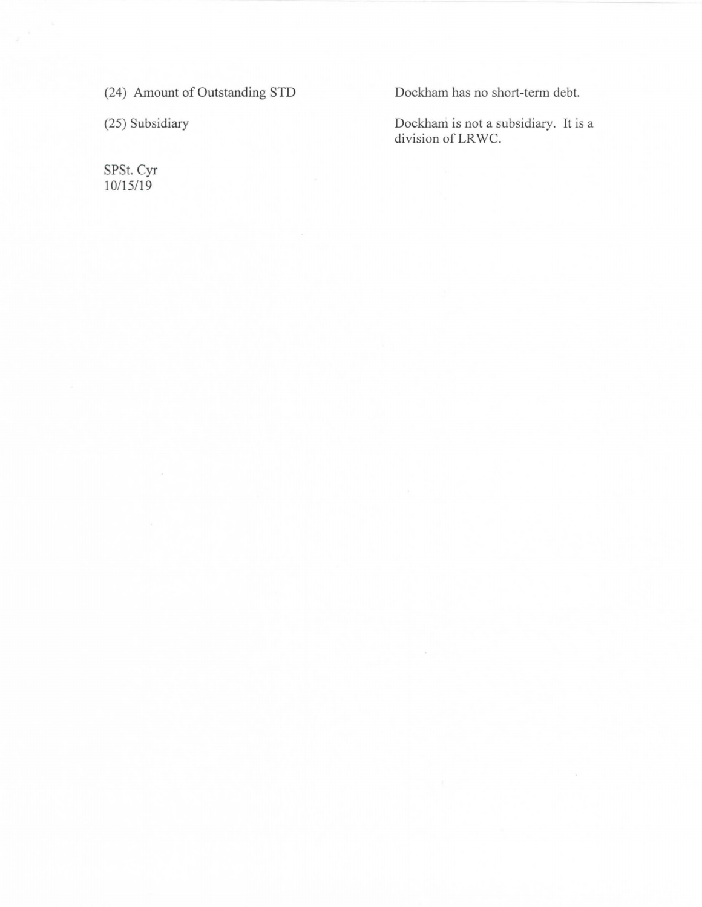| | |
|---|---|
| (24) Amount of Outstanding STD | Dockham has no short-term debt. |
| (25) Subsidiary | Dockham is not a subsidiary. It is a division of LRWC. |

SPSt. Cyr
10/15/19